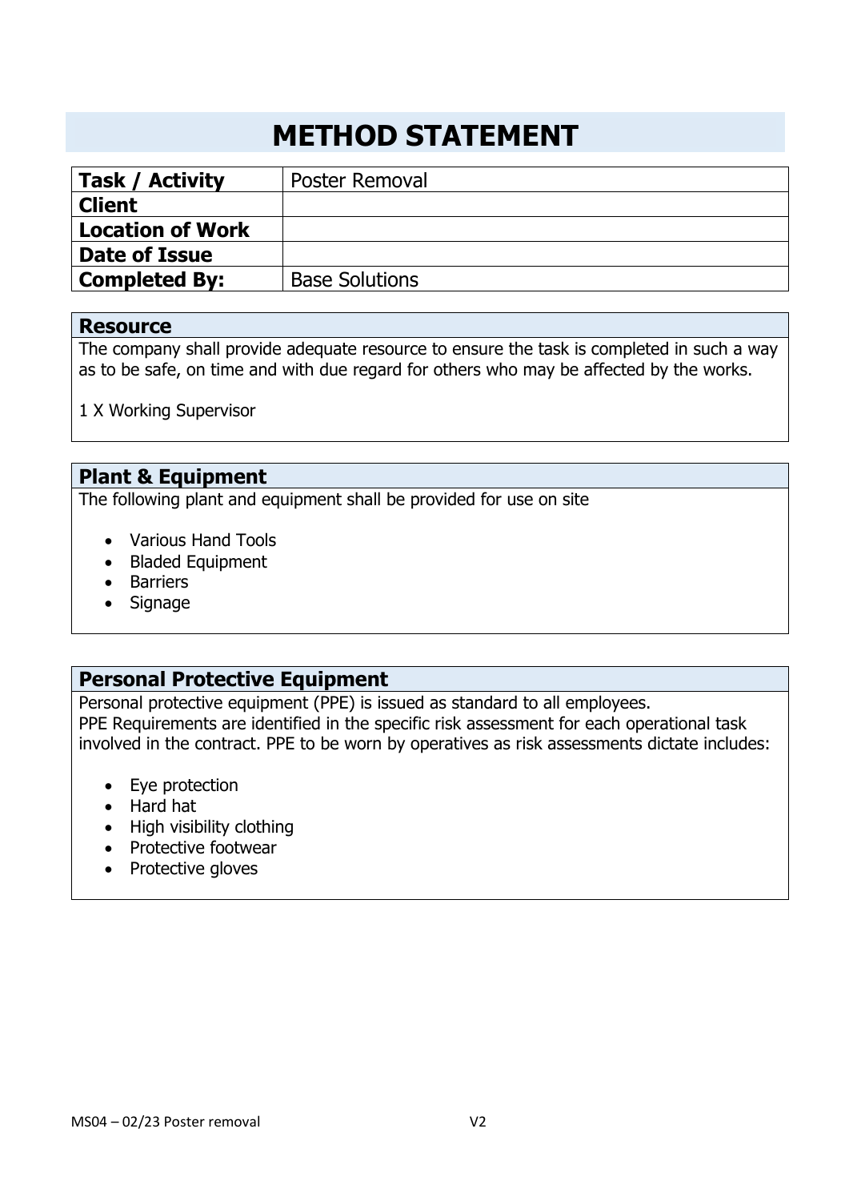# METHOD STATEMENT

| Task / Activity | Poster Removal |
|---|---|
| Client | |
| Location of Work | |
| Date of Issue | |
| Completed By: | Base Solutions |

## Resource

The company shall provide adequate resource to ensure the task is completed in such a way as to be safe, on time and with due regard for others who may be affected by the works.

1 X Working Supervisor

## Plant & Equipment

The following plant and equipment shall be provided for use on site

- Various Hand Tools
- Bladed Equipment
- Barriers
- Signage

## Personal Protective Equipment

Personal protective equipment (PPE) is issued as standard to all employees.
PPE Requirements are identified in the specific risk assessment for each operational task involved in the contract. PPE to be worn by operatives as risk assessments dictate includes:

- Eye protection
- Hard hat
- High visibility clothing
- Protective footwear
- Protective gloves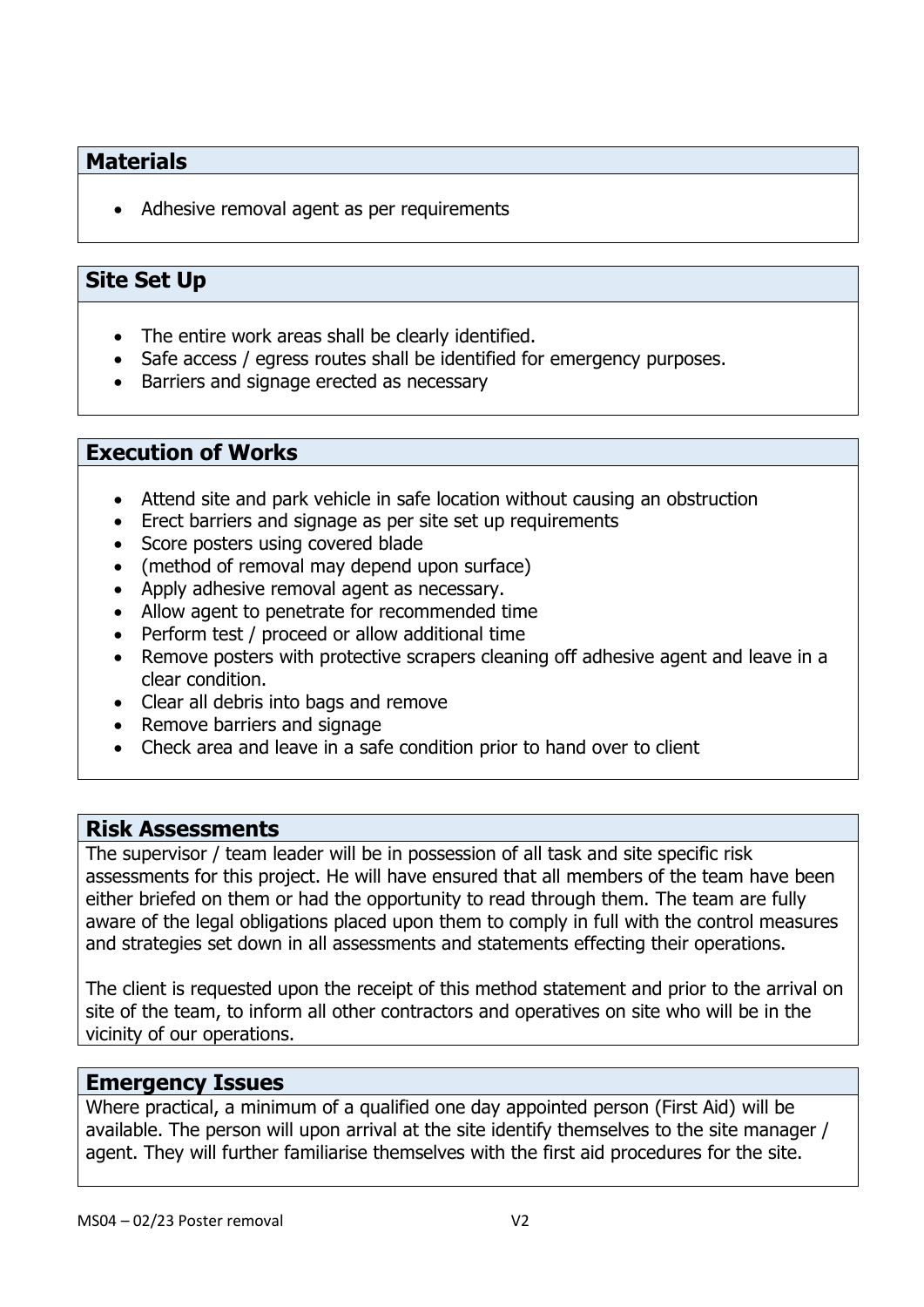## Materials

- Adhesive removal agent as per requirements

## Site Set Up

- The entire work areas shall be clearly identified.
- Safe access / egress routes shall be identified for emergency purposes.
- Barriers and signage erected as necessary

## Execution of Works

- Attend site and park vehicle in safe location without causing an obstruction
- Erect barriers and signage as per site set up requirements
- Score posters using covered blade
- (method of removal may depend upon surface)
- Apply adhesive removal agent as necessary.
- Allow agent to penetrate for recommended time
- Perform test / proceed or allow additional time
- Remove posters with protective scrapers cleaning off adhesive agent and leave in a clear condition.
- Clear all debris into bags and remove
- Remove barriers and signage
- Check area and leave in a safe condition prior to hand over to client

## Risk Assessments

The supervisor / team leader will be in possession of all task and site specific risk assessments for this project. He will have ensured that all members of the team have been either briefed on them or had the opportunity to read through them. The team are fully aware of the legal obligations placed upon them to comply in full with the control measures and strategies set down in all assessments and statements effecting their operations.

The client is requested upon the receipt of this method statement and prior to the arrival on site of the team, to inform all other contractors and operatives on site who will be in the vicinity of our operations.

## Emergency Issues

Where practical, a minimum of a qualified one day appointed person (First Aid) will be available. The person will upon arrival at the site identify themselves to the site manager / agent. They will further familiarise themselves with the first aid procedures for the site.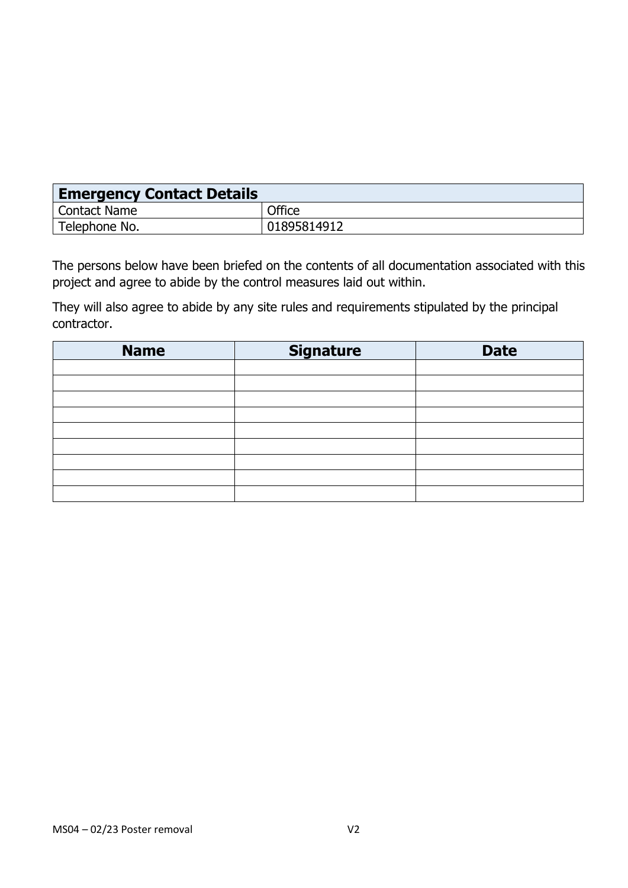| Emergency Contact Details | |
|---|---|
| Contact Name | Office |
| Telephone No. | 01895814912 |

The persons below have been briefed on the contents of all documentation associated with this project and agree to abide by the control measures laid out within.

They will also agree to abide by any site rules and requirements stipulated by the principal contractor.

| Name | Signature | Date |
|---|---|---|
| | | |
| | | |
| | | |
| | | |
| | | |
| | | |
| | | |
| | | |
| | | |